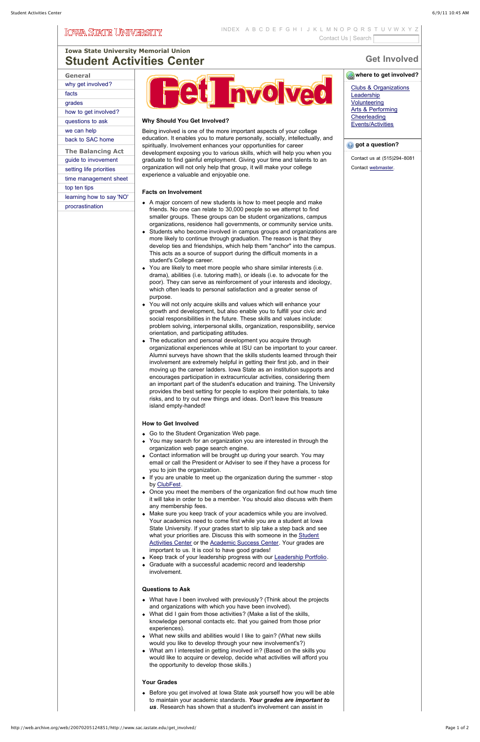IOWA STATE UNIVERSITY

INDEX A B C D E F G H I J K L M N O P Q R S T U V W X Y Z
Contact Us | Search

Iowa State University Memorial Union
# Student Activities Center

Get Involved

**General**
- why get involved?
- facts
- grades
- how to get involved?
- questions to ask
- we can help
- back to SAC home

**The Balancing Act**
- guide to invovement
- setting life priorities
- time management sheet
- top ten tips
- learning how to say 'NO'
- procrastination

# Get Involved

### Why Should You Get Involved?

Being involved is one of the more important aspects of your college education. It enables you to mature personally, socially, intellectually, and spiritually. Involvement enhances your opportunities for career development exposing you to various skills, which will help you when you graduate to find gainful employment. Giving your time and talents to an organization will not only help that group, it will make your college experience a valuable and enjoyable one.

### Facts on Involvement

- A major concern of new students is how to meet people and make friends. No one can relate to 30,000 people so we attempt to find smaller groups. These groups can be student organizations, campus organizations, residence hall governments, or community service units.
- Students who become involved in campus groups and organizations are more likely to continue through graduation. The reason is that they develop ties and friendships, which help them "anchor" into the campus. This acts as a source of support during the difficult moments in a student's College career.
- You are likely to meet more people who share similar interests (i.e. drama), abilities (i.e. tutoring math), or ideals (i.e. to advocate for the poor). They can serve as reinforcement of your interests and ideology, which often leads to personal satisfaction and a greater sense of purpose.
- You will not only acquire skills and values which will enhance your growth and development, but also enable you to fulfill your civic and social responsibilities in the future. These skills and values include: problem solving, interpersonal skills, organization, responsibility, service orientation, and participating attitudes.
- The education and personal development you acquire through organizational experiences while at ISU can be important to your career. Alumni surveys have shown that the skills students learned through their involvement are extremely helpful in getting their first job, and in their moving up the career ladders. Iowa State as an institution supports and encourages participation in extracurricular activities, considering them an important part of the student's education and training. The University provides the best setting for people to explore their potentials, to take risks, and to try out new things and ideas. Don't leave this treasure island empty-handed!

### How to Get Involved

- Go to the Student Organization Web page.
- You may search for an organization you are interested in through the organization web page search engine.
- Contact information will be brought up during your search. You may email or call the President or Adviser to see if they have a process for you to join the organization.
- If you are unable to meet up the organization during the summer - stop by ClubFest.
- Once you meet the members of the organization find out how much time it will take in order to be a member. You should also discuss with them any membership fees.
- Make sure you keep track of your academics while you are involved. Your academics need to come first while you are a student at Iowa State University. If your grades start to slip take a step back and see what your priorities are. Discuss this with someone in the Student Activities Center or the Academic Success Center. Your grades are important to us. It is cool to have good grades!
- Keep track of your leadership progress with our Leadership Portfolio.
- Graduate with a successful academic record and leadership involvement.

### Questions to Ask

- What have I been involved with previously? (Think about the projects and organizations with which you have been involved).
- What did I gain from those activities? (Make a list of the skills, knowledge personal contacts etc. that you gained from those prior experiences).
- What new skills and abilities would I like to gain? (What new skills would you like to develop through your new involvement's?)
- What am I interested in getting involved in? (Based on the skills you would like to acquire or develop, decide what activities will afford you the opportunity to develop those skills.)

### Your Grades

- Before you get involved at Iowa State ask yourself how you will be able to maintain your academic standards. ***Your grades are important to us***. Research has shown that a student's involvement can assist in

**where to get involved?**
- Clubs & Organizations
- Leadership
- Volunteering
- Arts & Performing
- Cheerleading
- Events/Activities

**got a question?**

Contact us at (515)294-8081

Contact webmaster.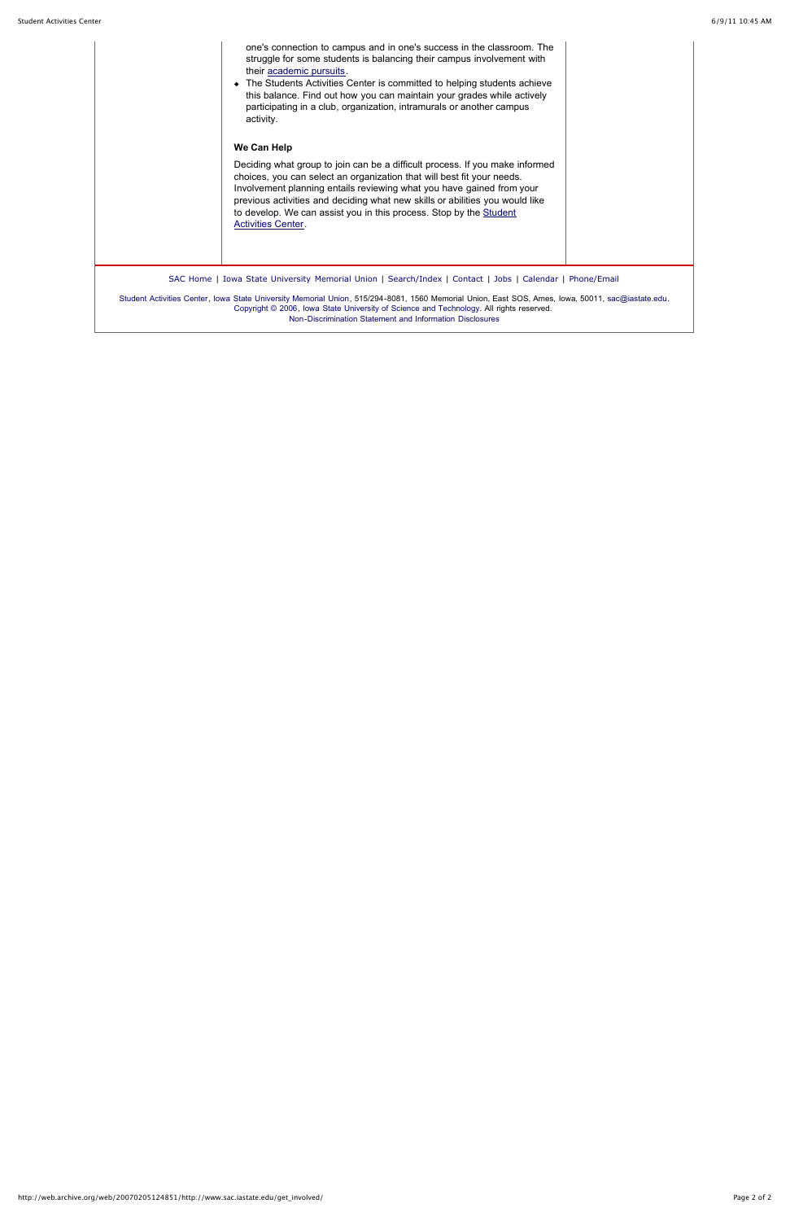one's connection to campus and in one's success in the classroom. The struggle for some students is balancing their campus involvement with their academic pursuits.

- The Students Activities Center is committed to helping students achieve this balance. Find out how you can maintain your grades while actively participating in a club, organization, intramurals or another campus activity.

**We Can Help**

Deciding what group to join can be a difficult process. If you make informed choices, you can select an organization that will best fit your needs. Involvement planning entails reviewing what you have gained from your previous activities and deciding what new skills or abilities you would like to develop. We can assist you in this process. Stop by the Student Activities Center.

SAC Home | Iowa State University Memorial Union | Search/Index | Contact | Jobs | Calendar | Phone/Email

Student Activities Center, Iowa State University Memorial Union, 515/294-8081, 1560 Memorial Union, East SOS, Ames, Iowa, 50011, sac@iastate.edu.
Copyright © 2006, Iowa State University of Science and Technology. All rights reserved.
Non-Discrimination Statement and Information Disclosures